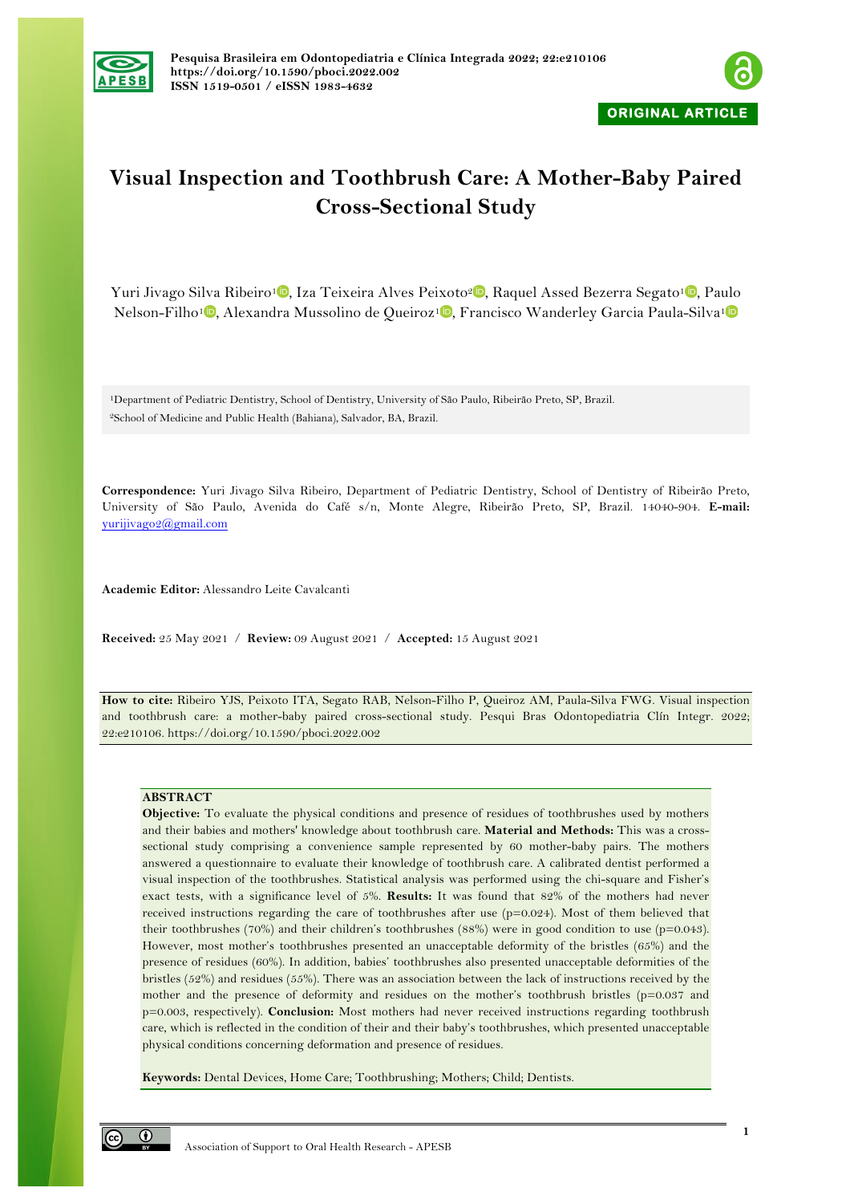ORIGINAL ARTICLE

# Visual Inspection and Toothbrush Care: A Mother-Baby Paired Cross-Sectional Study

Yuri Jivago Silva Ribeiro[1], Iza Teixeira Alves Peixoto[2], Raquel Assed Bezerra Segato[1], Paulo Nelson-Filho[1], Alexandra Mussolino de Queiroz[1], Francisco Wanderley Garcia Paula-Silva[1]

[1]Department of Pediatric Dentistry, School of Dentistry, University of São Paulo, Ribeirão Preto, SP, Brazil.
[2]School of Medicine and Public Health (Bahiana), Salvador, BA, Brazil.

**Correspondence:** Yuri Jivago Silva Ribeiro, Department of Pediatric Dentistry, School of Dentistry of Ribeirão Preto, University of São Paulo, Avenida do Café s/n, Monte Alegre, Ribeirão Preto, SP, Brazil. 14040-904. **E-mail:** yurijivago2@gmail.com

**Academic Editor:** Alessandro Leite Cavalcanti

**Received:** 25 May 2021 / **Review:** 09 August 2021 / **Accepted:** 15 August 2021

**How to cite:** Ribeiro YJS, Peixoto ITA, Segato RAB, Nelson-Filho P, Queiroz AM, Paula-Silva FWG. Visual inspection and toothbrush care: a mother-baby paired cross-sectional study. Pesqui Bras Odontopediatria Clín Integr. 2022; 22:e210106. https://doi.org/10.1590/pboci.2022.002

## ABSTRACT

**Objective:** To evaluate the physical conditions and presence of residues of toothbrushes used by mothers and their babies and mothers' knowledge about toothbrush care. **Material and Methods:** This was a cross-sectional study comprising a convenience sample represented by 60 mother-baby pairs. The mothers answered a questionnaire to evaluate their knowledge of toothbrush care. A calibrated dentist performed a visual inspection of the toothbrushes. Statistical analysis was performed using the chi-square and Fisher's exact tests, with a significance level of 5%. **Results:** It was found that 82% of the mothers had never received instructions regarding the care of toothbrushes after use (p=0.024). Most of them believed that their toothbrushes (70%) and their children's toothbrushes (88%) were in good condition to use (p=0.043). However, most mother's toothbrushes presented an unacceptable deformity of the bristles (65%) and the presence of residues (60%). In addition, babies' toothbrushes also presented unacceptable deformities of the bristles (52%) and residues (55%). There was an association between the lack of instructions received by the mother and the presence of deformity and residues on the mother's toothbrush bristles (p=0.037 and p=0.003, respectively). **Conclusion:** Most mothers had never received instructions regarding toothbrush care, which is reflected in the condition of their and their baby's toothbrushes, which presented unacceptable physical conditions concerning deformation and presence of residues.

**Keywords:** Dental Devices, Home Care; Toothbrushing; Mothers; Child; Dentists.

Association of Support to Oral Health Research - APESB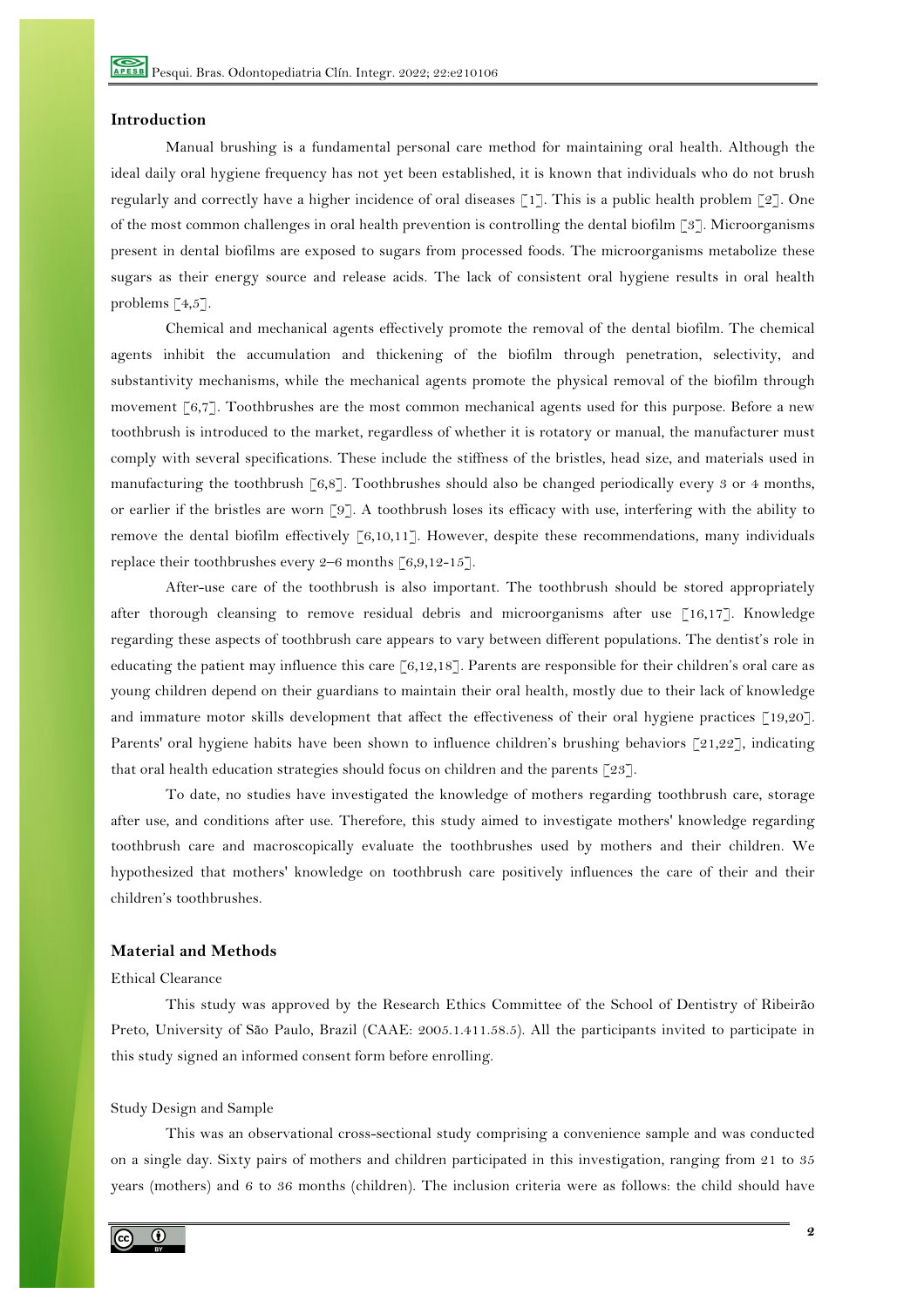## Introduction

Manual brushing is a fundamental personal care method for maintaining oral health. Although the ideal daily oral hygiene frequency has not yet been established, it is known that individuals who do not brush regularly and correctly have a higher incidence of oral diseases [1]. This is a public health problem [2]. One of the most common challenges in oral health prevention is controlling the dental biofilm [3]. Microorganisms present in dental biofilms are exposed to sugars from processed foods. The microorganisms metabolize these sugars as their energy source and release acids. The lack of consistent oral hygiene results in oral health problems [4,5].

Chemical and mechanical agents effectively promote the removal of the dental biofilm. The chemical agents inhibit the accumulation and thickening of the biofilm through penetration, selectivity, and substantivity mechanisms, while the mechanical agents promote the physical removal of the biofilm through movement [6,7]. Toothbrushes are the most common mechanical agents used for this purpose. Before a new toothbrush is introduced to the market, regardless of whether it is rotatory or manual, the manufacturer must comply with several specifications. These include the stiffness of the bristles, head size, and materials used in manufacturing the toothbrush [6,8]. Toothbrushes should also be changed periodically every 3 or 4 months, or earlier if the bristles are worn [9]. A toothbrush loses its efficacy with use, interfering with the ability to remove the dental biofilm effectively [6,10,11]. However, despite these recommendations, many individuals replace their toothbrushes every 2–6 months [6,9,12-15].

After-use care of the toothbrush is also important. The toothbrush should be stored appropriately after thorough cleansing to remove residual debris and microorganisms after use [16,17]. Knowledge regarding these aspects of toothbrush care appears to vary between different populations. The dentist's role in educating the patient may influence this care [6,12,18]. Parents are responsible for their children's oral care as young children depend on their guardians to maintain their oral health, mostly due to their lack of knowledge and immature motor skills development that affect the effectiveness of their oral hygiene practices [19,20]. Parents' oral hygiene habits have been shown to influence children's brushing behaviors [21,22], indicating that oral health education strategies should focus on children and the parents [23].

To date, no studies have investigated the knowledge of mothers regarding toothbrush care, storage after use, and conditions after use. Therefore, this study aimed to investigate mothers' knowledge regarding toothbrush care and macroscopically evaluate the toothbrushes used by mothers and their children. We hypothesized that mothers' knowledge on toothbrush care positively influences the care of their and their children's toothbrushes.

## Material and Methods

### Ethical Clearance

This study was approved by the Research Ethics Committee of the School of Dentistry of Ribeirão Preto, University of São Paulo, Brazil (CAAE: 2005.1.411.58.5). All the participants invited to participate in this study signed an informed consent form before enrolling.

### Study Design and Sample

This was an observational cross-sectional study comprising a convenience sample and was conducted on a single day. Sixty pairs of mothers and children participated in this investigation, ranging from 21 to 35 years (mothers) and 6 to 36 months (children). The inclusion criteria were as follows: the child should have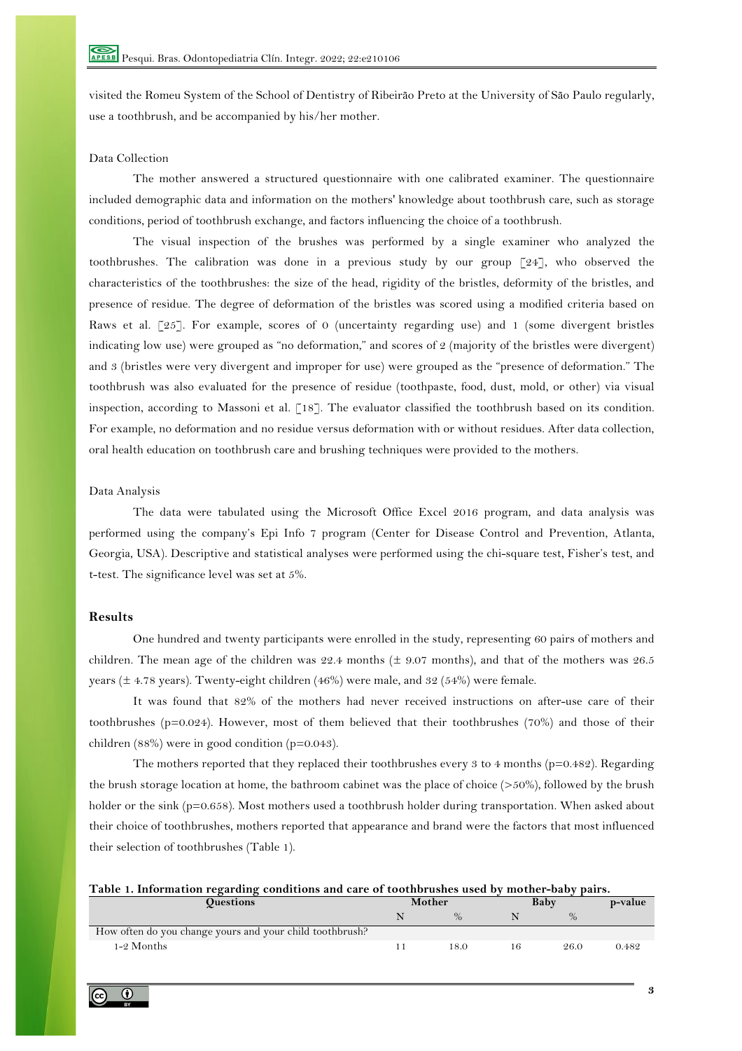visited the Romeu System of the School of Dentistry of Ribeirão Preto at the University of São Paulo regularly, use a toothbrush, and be accompanied by his/her mother.

Data Collection

The mother answered a structured questionnaire with one calibrated examiner. The questionnaire included demographic data and information on the mothers' knowledge about toothbrush care, such as storage conditions, period of toothbrush exchange, and factors influencing the choice of a toothbrush.

The visual inspection of the brushes was performed by a single examiner who analyzed the toothbrushes. The calibration was done in a previous study by our group [24], who observed the characteristics of the toothbrushes: the size of the head, rigidity of the bristles, deformity of the bristles, and presence of residue. The degree of deformation of the bristles was scored using a modified criteria based on Raws et al. [25]. For example, scores of 0 (uncertainty regarding use) and 1 (some divergent bristles indicating low use) were grouped as "no deformation," and scores of 2 (majority of the bristles were divergent) and 3 (bristles were very divergent and improper for use) were grouped as the "presence of deformation." The toothbrush was also evaluated for the presence of residue (toothpaste, food, dust, mold, or other) via visual inspection, according to Massoni et al. [18]. The evaluator classified the toothbrush based on its condition. For example, no deformation and no residue versus deformation with or without residues. After data collection, oral health education on toothbrush care and brushing techniques were provided to the mothers.

Data Analysis

The data were tabulated using the Microsoft Office Excel 2016 program, and data analysis was performed using the company's Epi Info 7 program (Center for Disease Control and Prevention, Atlanta, Georgia, USA). Descriptive and statistical analyses were performed using the chi-square test, Fisher's test, and t-test. The significance level was set at 5%.

## Results

One hundred and twenty participants were enrolled in the study, representing 60 pairs of mothers and children. The mean age of the children was 22.4 months (± 9.07 months), and that of the mothers was 26.5 years (± 4.78 years). Twenty-eight children (46%) were male, and 32 (54%) were female.

It was found that 82% of the mothers had never received instructions on after-use care of their toothbrushes (p=0.024). However, most of them believed that their toothbrushes (70%) and those of their children (88%) were in good condition (p=0.043).

The mothers reported that they replaced their toothbrushes every 3 to 4 months (p=0.482). Regarding the brush storage location at home, the bathroom cabinet was the place of choice (>50%), followed by the brush holder or the sink (p=0.658). Most mothers used a toothbrush holder during transportation. When asked about their choice of toothbrushes, mothers reported that appearance and brand were the factors that most influenced their selection of toothbrushes (Table 1).

**Table 1. Information regarding conditions and care of toothbrushes used by mother-baby pairs.**

| Questions | Mother | | Baby | | p-value |
|---|---|---|---|---|---|
| | N | % | N | % | |
| How often do you change yours and your child toothbrush? | | | | | |
| 1-2 Months | 11 | 18.0 | 16 | 26.0 | 0.482 |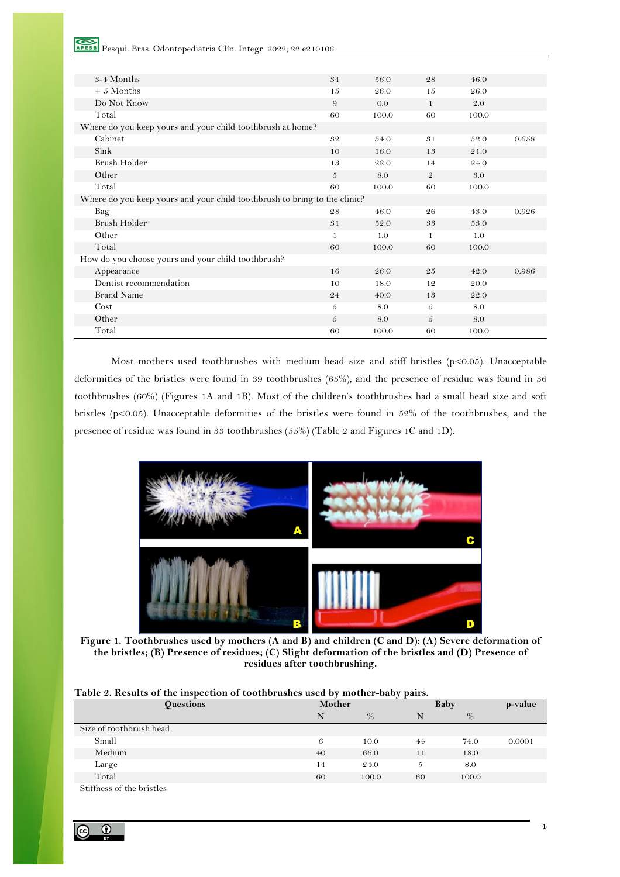| | | | | | |
|---|---|---|---|---|---|
| 3-4 Months | 34 | 56.0 | 28 | 46.0 | |
| + 5 Months | 15 | 26.0 | 15 | 26.0 | |
| Do Not Know | 9 | 0.0 | 1 | 2.0 | |
| Total | 60 | 100.0 | 60 | 100.0 | |
| Where do you keep yours and your child toothbrush at home? | | | | | |
| Cabinet | 32 | 54.0 | 31 | 52.0 | 0.658 |
| Sink | 10 | 16.0 | 13 | 21.0 | |
| Brush Holder | 13 | 22.0 | 14 | 24.0 | |
| Other | 5 | 8.0 | 2 | 3.0 | |
| Total | 60 | 100.0 | 60 | 100.0 | |
| Where do you keep yours and your child toothbrush to bring to the clinic? | | | | | |
| Bag | 28 | 46.0 | 26 | 43.0 | 0.926 |
| Brush Holder | 31 | 52.0 | 33 | 53.0 | |
| Other | 1 | 1.0 | 1 | 1.0 | |
| Total | 60 | 100.0 | 60 | 100.0 | |
| How do you choose yours and your child toothbrush? | | | | | |
| Appearance | 16 | 26.0 | 25 | 42.0 | 0.986 |
| Dentist recommendation | 10 | 18.0 | 12 | 20.0 | |
| Brand Name | 24 | 40.0 | 13 | 22.0 | |
| Cost | 5 | 8.0 | 5 | 8.0 | |
| Other | 5 | 8.0 | 5 | 8.0 | |
| Total | 60 | 100.0 | 60 | 100.0 | |

Most mothers used toothbrushes with medium head size and stiff bristles ($p<0.05$). Unacceptable deformities of the bristles were found in 39 toothbrushes (65%), and the presence of residue was found in 36 toothbrushes (60%) (Figures 1A and 1B). Most of the children's toothbrushes had a small head size and soft bristles ($p<0.05$). Unacceptable deformities of the bristles were found in 52% of the toothbrushes, and the presence of residue was found in 33 toothbrushes (55%) (Table 2 and Figures 1C and 1D).

**Figure 1. Toothbrushes used by mothers (A and B) and children (C and D): (A) Severe deformation of the bristles; (B) Presence of residues; (C) Slight deformation of the bristles and (D) Presence of residues after toothbrushing.**

**Table 2. Results of the inspection of toothbrushes used by mother-baby pairs.**

| Questions | Mother | | Baby | | p-value |
|---|---|---|---|---|---|
| | N | % | N | % | |
| Size of toothbrush head | | | | | |
| Small | 6 | 10.0 | 44 | 74.0 | 0.0001 |
| Medium | 40 | 66.0 | 11 | 18.0 | |
| Large | 14 | 24.0 | 5 | 8.0 | |
| Total | 60 | 100.0 | 60 | 100.0 | |
| Stiffness of the bristles | | | | | |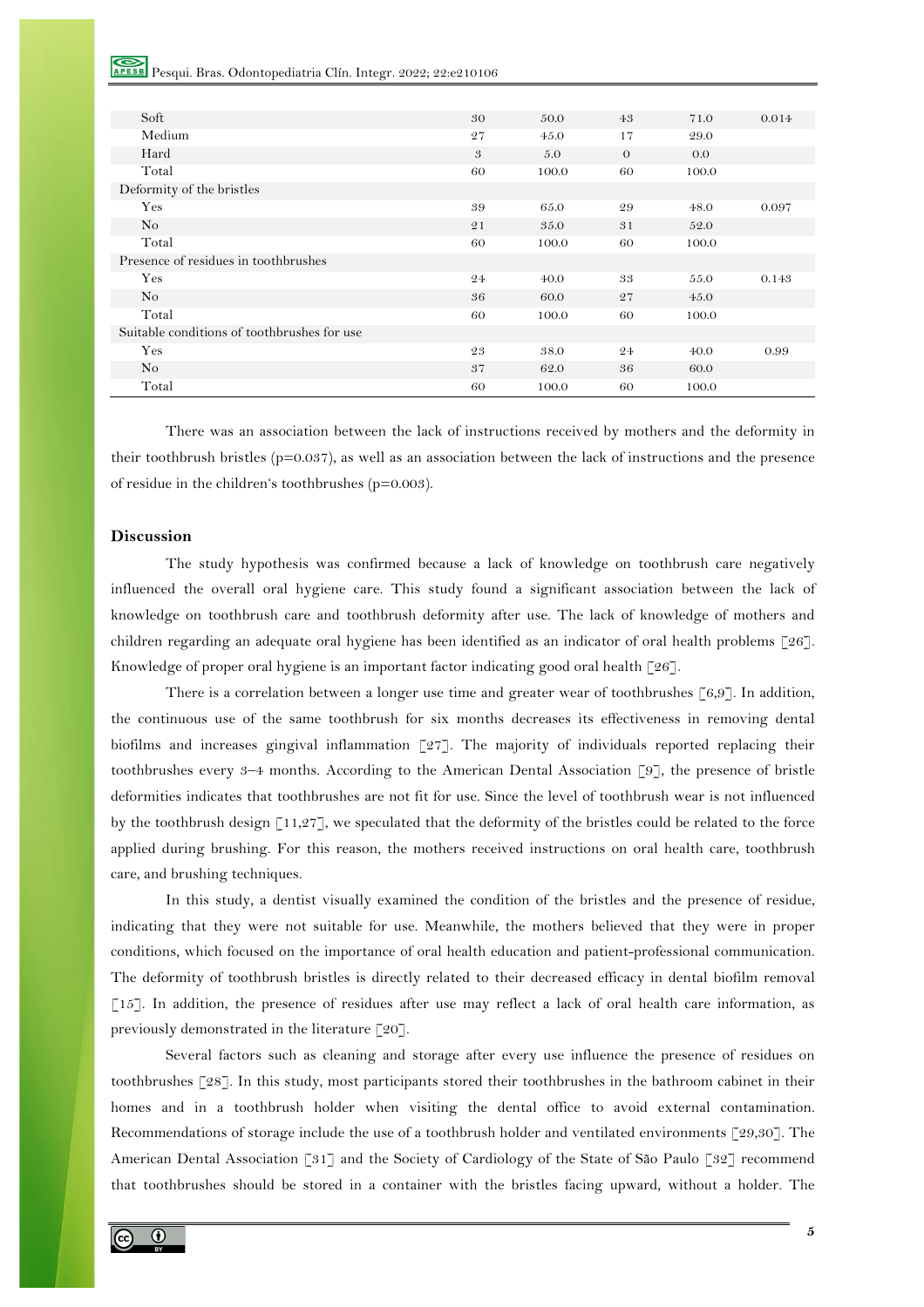|  |  |  |  |  |  |
|---|---|---|---|---|---|
| Soft | 30 | 50.0 | 43 | 71.0 | 0.014 |
| Medium | 27 | 45.0 | 17 | 29.0 |  |
| Hard | 3 | 5.0 | 0 | 0.0 |  |
| Total | 60 | 100.0 | 60 | 100.0 |  |
| Deformity of the bristles |  |  |  |  |  |
| Yes | 39 | 65.0 | 29 | 48.0 | 0.097 |
| No | 21 | 35.0 | 31 | 52.0 |  |
| Total | 60 | 100.0 | 60 | 100.0 |  |
| Presence of residues in toothbrushes |  |  |  |  |  |
| Yes | 24 | 40.0 | 33 | 55.0 | 0.143 |
| No | 36 | 60.0 | 27 | 45.0 |  |
| Total | 60 | 100.0 | 60 | 100.0 |  |
| Suitable conditions of toothbrushes for use |  |  |  |  |  |
| Yes | 23 | 38.0 | 24 | 40.0 | 0.99 |
| No | 37 | 62.0 | 36 | 60.0 |  |
| Total | 60 | 100.0 | 60 | 100.0 |  |

There was an association between the lack of instructions received by mothers and the deformity in their toothbrush bristles (p=0.037), as well as an association between the lack of instructions and the presence of residue in the children's toothbrushes (p=0.003).

## Discussion

The study hypothesis was confirmed because a lack of knowledge on toothbrush care negatively influenced the overall oral hygiene care. This study found a significant association between the lack of knowledge on toothbrush care and toothbrush deformity after use. The lack of knowledge of mothers and children regarding an adequate oral hygiene has been identified as an indicator of oral health problems [26]. Knowledge of proper oral hygiene is an important factor indicating good oral health [26].

There is a correlation between a longer use time and greater wear of toothbrushes [6,9]. In addition, the continuous use of the same toothbrush for six months decreases its effectiveness in removing dental biofilms and increases gingival inflammation [27]. The majority of individuals reported replacing their toothbrushes every 3–4 months. According to the American Dental Association [9], the presence of bristle deformities indicates that toothbrushes are not fit for use. Since the level of toothbrush wear is not influenced by the toothbrush design [11,27], we speculated that the deformity of the bristles could be related to the force applied during brushing. For this reason, the mothers received instructions on oral health care, toothbrush care, and brushing techniques.

In this study, a dentist visually examined the condition of the bristles and the presence of residue, indicating that they were not suitable for use. Meanwhile, the mothers believed that they were in proper conditions, which focused on the importance of oral health education and patient-professional communication. The deformity of toothbrush bristles is directly related to their decreased efficacy in dental biofilm removal [15]. In addition, the presence of residues after use may reflect a lack of oral health care information, as previously demonstrated in the literature [20].

Several factors such as cleaning and storage after every use influence the presence of residues on toothbrushes [28]. In this study, most participants stored their toothbrushes in the bathroom cabinet in their homes and in a toothbrush holder when visiting the dental office to avoid external contamination. Recommendations of storage include the use of a toothbrush holder and ventilated environments [29,30]. The American Dental Association [31] and the Society of Cardiology of the State of São Paulo [32] recommend that toothbrushes should be stored in a container with the bristles facing upward, without a holder. The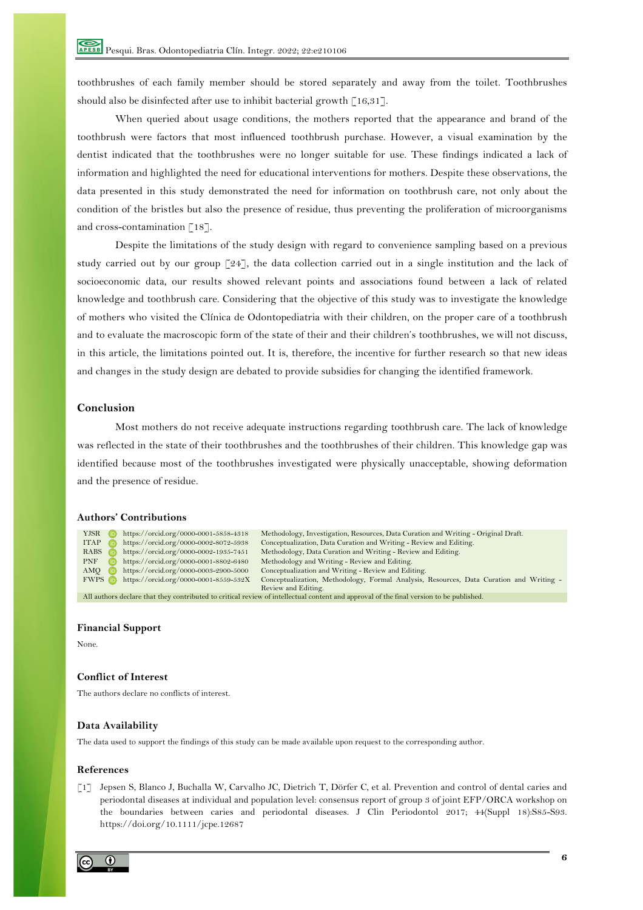toothbrushes of each family member should be stored separately and away from the toilet. Toothbrushes should also be disinfected after use to inhibit bacterial growth [16,31].

When queried about usage conditions, the mothers reported that the appearance and brand of the toothbrush were factors that most influenced toothbrush purchase. However, a visual examination by the dentist indicated that the toothbrushes were no longer suitable for use. These findings indicated a lack of information and highlighted the need for educational interventions for mothers. Despite these observations, the data presented in this study demonstrated the need for information on toothbrush care, not only about the condition of the bristles but also the presence of residue, thus preventing the proliferation of microorganisms and cross-contamination [18].

Despite the limitations of the study design with regard to convenience sampling based on a previous study carried out by our group [24], the data collection carried out in a single institution and the lack of socioeconomic data, our results showed relevant points and associations found between a lack of related knowledge and toothbrush care. Considering that the objective of this study was to investigate the knowledge of mothers who visited the Clínica de Odontopediatria with their children, on the proper care of a toothbrush and to evaluate the macroscopic form of the state of their and their children's toothbrushes, we will not discuss, in this article, the limitations pointed out. It is, therefore, the incentive for further research so that new ideas and changes in the study design are debated to provide subsidies for changing the identified framework.

## Conclusion

Most mothers do not receive adequate instructions regarding toothbrush care. The lack of knowledge was reflected in the state of their toothbrushes and the toothbrushes of their children. This knowledge gap was identified because most of the toothbrushes investigated were physically unacceptable, showing deformation and the presence of residue.

## Authors' Contributions

| | | |
|---|---|---|
| YJSR | https://orcid.org/0000-0001-5858-4318 | Methodology, Investigation, Resources, Data Curation and Writing - Original Draft. |
| ITAP | https://orcid.org/0000-0002-8072-5938 | Conceptualization, Data Curation and Writing - Review and Editing. |
| RABS | https://orcid.org/0000-0002-1935-7451 | Methodology, Data Curation and Writing - Review and Editing. |
| PNF | https://orcid.org/0000-0001-8802-6480 | Methodology and Writing - Review and Editing. |
| AMQ | https://orcid.org/0000-0003-2900-5000 | Conceptualization and Writing - Review and Editing. |
| FWPS | https://orcid.org/0000-0001-8559-532X | Conceptualization, Methodology, Formal Analysis, Resources, Data Curation and Writing - Review and Editing. |

All authors declare that they contributed to critical review of intellectual content and approval of the final version to be published.

## Financial Support

None.

## Conflict of Interest

The authors declare no conflicts of interest.

## Data Availability

The data used to support the findings of this study can be made available upon request to the corresponding author.

## References

[1] Jepsen S, Blanco J, Buchalla W, Carvalho JC, Dietrich T, Dörfer C, et al. Prevention and control of dental caries and periodontal diseases at individual and population level: consensus report of group 3 of joint EFP/ORCA workshop on the boundaries between caries and periodontal diseases. J Clin Periodontol 2017; 44(Suppl 18):S85-S93. https://doi.org/10.1111/jcpe.12687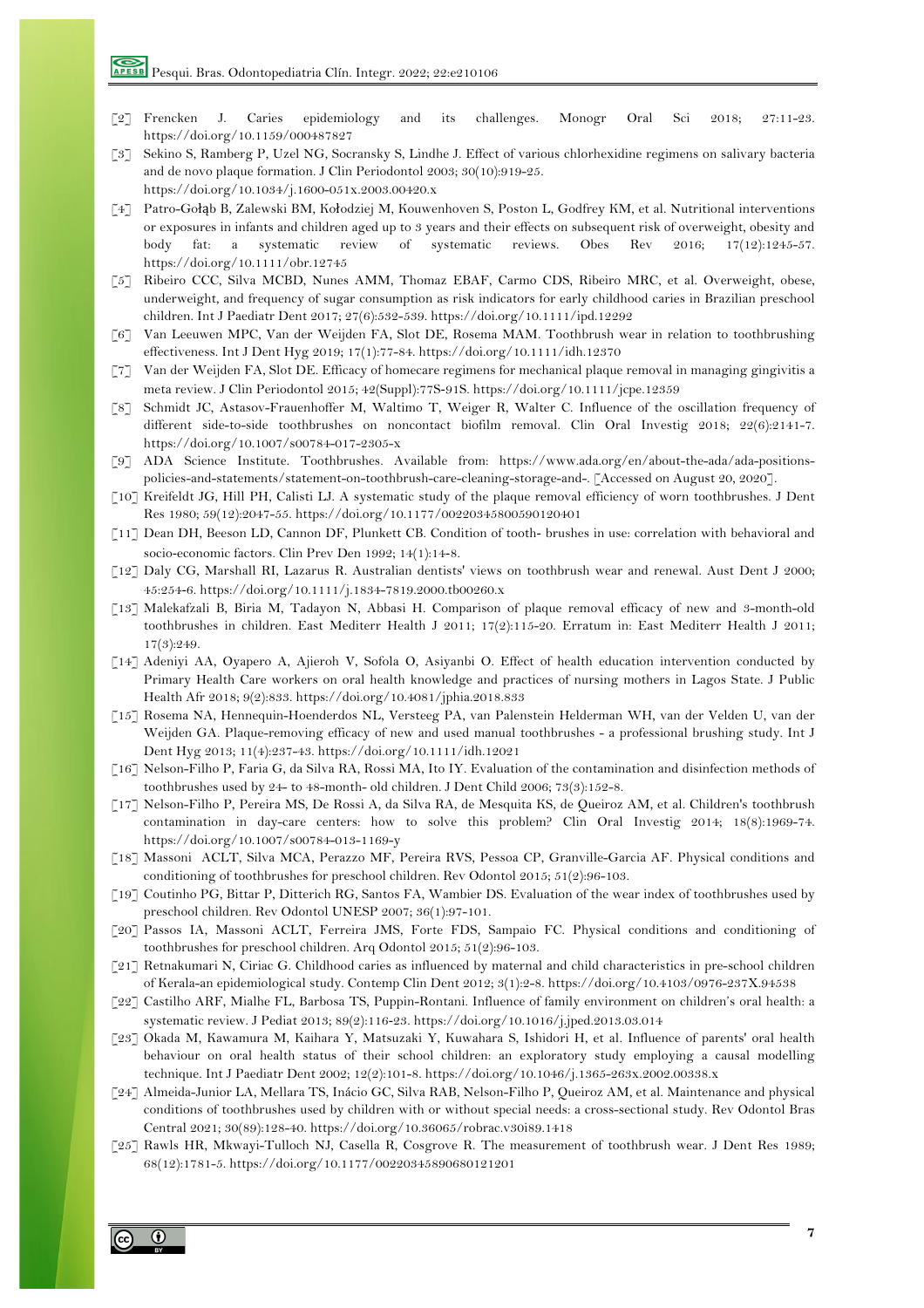[2] Frencken J. Caries epidemiology and its challenges. Monogr Oral Sci 2018; 27:11-23. https://doi.org/10.1159/000487827

[3] Sekino S, Ramberg P, Uzel NG, Socransky S, Lindhe J. Effect of various chlorhexidine regimens on salivary bacteria and de novo plaque formation. J Clin Periodontol 2003; 30(10):919-25. https://doi.org/10.1034/j.1600-051x.2003.00420.x

[4] Patro-Gołąb B, Zalewski BM, Kołodziej M, Kouwenhoven S, Poston L, Godfrey KM, et al. Nutritional interventions or exposures in infants and children aged up to 3 years and their effects on subsequent risk of overweight, obesity and body fat: a systematic review of systematic reviews. Obes Rev 2016; 17(12):1245-57. https://doi.org/10.1111/obr.12745

[5] Ribeiro CCC, Silva MCBD, Nunes AMM, Thomaz EBAF, Carmo CDS, Ribeiro MRC, et al. Overweight, obese, underweight, and frequency of sugar consumption as risk indicators for early childhood caries in Brazilian preschool children. Int J Paediatr Dent 2017; 27(6):532-539. https://doi.org/10.1111/ipd.12292

[6] Van Leeuwen MPC, Van der Weijden FA, Slot DE, Rosema MAM. Toothbrush wear in relation to toothbrushing effectiveness. Int J Dent Hyg 2019; 17(1):77-84. https://doi.org/10.1111/idh.12370

[7] Van der Weijden FA, Slot DE. Efficacy of homecare regimens for mechanical plaque removal in managing gingivitis a meta review. J Clin Periodontol 2015; 42(Suppl):77S-91S. https://doi.org/10.1111/jcpe.12359

[8] Schmidt JC, Astasov-Frauenhoffer M, Waltimo T, Weiger R, Walter C. Influence of the oscillation frequency of different side-to-side toothbrushes on noncontact biofilm removal. Clin Oral Investig 2018; 22(6):2141-7. https://doi.org/10.1007/s00784-017-2305-x

[9] ADA Science Institute. Toothbrushes. Available from: https://www.ada.org/en/about-the-ada/ada-positions-policies-and-statements/statement-on-toothbrush-care-cleaning-storage-and-. [Accessed on August 20, 2020].

[10] Kreifeldt JG, Hill PH, Calisti LJ. A systematic study of the plaque removal efficiency of worn toothbrushes. J Dent Res 1980; 59(12):2047-55. https://doi.org/10.1177/00220345800590120401

[11] Dean DH, Beeson LD, Cannon DF, Plunkett CB. Condition of tooth- brushes in use: correlation with behavioral and socio-economic factors. Clin Prev Den 1992; 14(1):14-8.

[12] Daly CG, Marshall RI, Lazarus R. Australian dentists' views on toothbrush wear and renewal. Aust Dent J 2000; 45:254-6. https://doi.org/10.1111/j.1834-7819.2000.tb00260.x

[13] Malekafzali B, Biria M, Tadayon N, Abbasi H. Comparison of plaque removal efficacy of new and 3-month-old toothbrushes in children. East Mediterr Health J 2011; 17(2):115-20. Erratum in: East Mediterr Health J 2011; 17(3):249.

[14] Adeniyi AA, Oyapero A, Ajieroh V, Sofola O, Asiyanbi O. Effect of health education intervention conducted by Primary Health Care workers on oral health knowledge and practices of nursing mothers in Lagos State. J Public Health Afr 2018; 9(2):833. https://doi.org/10.4081/jphia.2018.833

[15] Rosema NA, Hennequin-Hoenderdos NL, Versteeg PA, van Palenstein Helderman WH, van der Velden U, van der Weijden GA. Plaque-removing efficacy of new and used manual toothbrushes - a professional brushing study. Int J Dent Hyg 2013; 11(4):237-43. https://doi.org/10.1111/idh.12021

[16] Nelson-Filho P, Faria G, da Silva RA, Rossi MA, Ito IY. Evaluation of the contamination and disinfection methods of toothbrushes used by 24- to 48-month- old children. J Dent Child 2006; 73(3):152-8.

[17] Nelson-Filho P, Pereira MS, De Rossi A, da Silva RA, de Mesquita KS, de Queiroz AM, et al. Children's toothbrush contamination in day-care centers: how to solve this problem? Clin Oral Investig 2014; 18(8):1969-74. https://doi.org/10.1007/s00784-013-1169-y

[18] Massoni ACLT, Silva MCA, Perazzo MF, Pereira RVS, Pessoa CP, Granville-Garcia AF. Physical conditions and conditioning of toothbrushes for preschool children. Rev Odontol 2015; 51(2):96-103.

[19] Coutinho PG, Bittar P, Ditterich RG, Santos FA, Wambier DS. Evaluation of the wear index of toothbrushes used by preschool children. Rev Odontol UNESP 2007; 36(1):97-101.

[20] Passos IA, Massoni ACLT, Ferreira JMS, Forte FDS, Sampaio FC. Physical conditions and conditioning of toothbrushes for preschool children. Arq Odontol 2015; 51(2):96-103.

[21] Retnakumari N, Ciriac G. Childhood caries as influenced by maternal and child characteristics in pre-school children of Kerala-an epidemiological study. Contemp Clin Dent 2012; 3(1):2-8. https://doi.org/10.4103/0976-237X.94538

[22] Castilho ARF, Mialhe FL, Barbosa TS, Puppin-Rontani. Influence of family environment on children's oral health: a systematic review. J Pediat 2013; 89(2):116-23. https://doi.org/10.1016/j.jped.2013.03.014

[23] Okada M, Kawamura M, Kaihara Y, Matsuzaki Y, Kuwahara S, Ishidori H, et al. Influence of parents' oral health behaviour on oral health status of their school children: an exploratory study employing a causal modelling technique. Int J Paediatr Dent 2002; 12(2):101-8. https://doi.org/10.1046/j.1365-263x.2002.00338.x

[24] Almeida-Junior LA, Mellara TS, Inácio GC, Silva RAB, Nelson-Filho P, Queiroz AM, et al. Maintenance and physical conditions of toothbrushes used by children with or without special needs: a cross-sectional study. Rev Odontol Bras Central 2021; 30(89):128-40. https://doi.org/10.36065/robrac.v30i89.1418

[25] Rawls HR, Mkwayi-Tulloch NJ, Casella R, Cosgrove R. The measurement of toothbrush wear. J Dent Res 1989; 68(12):1781-5. https://doi.org/10.1177/00220345890680121201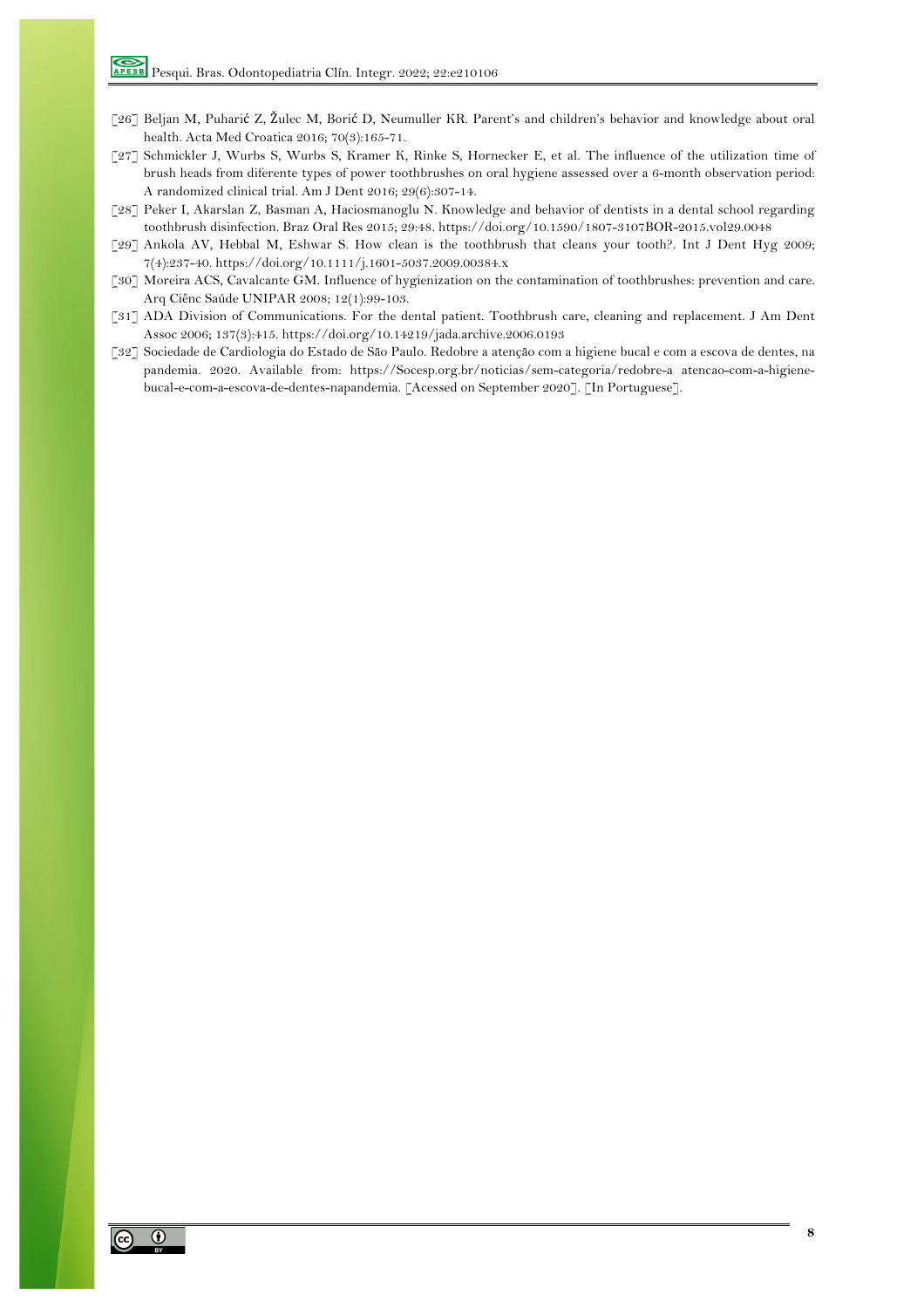[26] Beljan M, Puharić Z, Žulec M, Borić D, Neumuller KR. Parent's and children's behavior and knowledge about oral health. Acta Med Croatica 2016; 70(3):165-71.

[27] Schmickler J, Wurbs S, Wurbs S, Kramer K, Rinke S, Hornecker E, et al. The influence of the utilization time of brush heads from diferente types of power toothbrushes on oral hygiene assessed over a 6-month observation period: A randomized clinical trial. Am J Dent 2016; 29(6):307-14.

[28] Peker I, Akarslan Z, Basman A, Haciosmanoglu N. Knowledge and behavior of dentists in a dental school regarding toothbrush disinfection. Braz Oral Res 2015; 29:48. https://doi.org/10.1590/1807-3107BOR-2015.vol29.0048

[29] Ankola AV, Hebbal M, Eshwar S. How clean is the toothbrush that cleans your tooth?. Int J Dent Hyg 2009; 7(4):237-40. https://doi.org/10.1111/j.1601-5037.2009.00384.x

[30] Moreira ACS, Cavalcante GM. Influence of hygienization on the contamination of toothbrushes: prevention and care. Arq Ciênc Saúde UNIPAR 2008; 12(1):99-103.

[31] ADA Division of Communications. For the dental patient. Toothbrush care, cleaning and replacement. J Am Dent Assoc 2006; 137(3):415. https://doi.org/10.14219/jada.archive.2006.0193

[32] Sociedade de Cardiologia do Estado de São Paulo. Redobre a atenção com a higiene bucal e com a escova de dentes, na pandemia. 2020. Available from: https://Socesp.org.br/noticias/sem-categoria/redobre-a atencao-com-a-higiene-bucal-e-com-a-escova-de-dentes-napandemia. [Acessed on September 2020]. [In Portuguese].